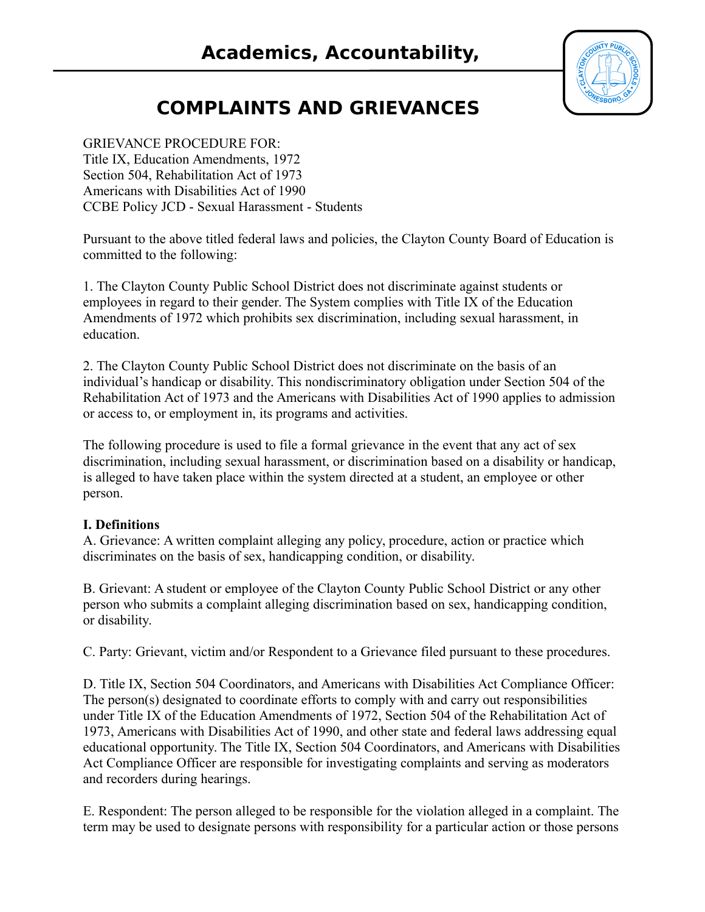# COMPLAINTS AND GRIEVANCES

GRIEVANCE PROCEDURE FOR:
Title IX, Education Amendments, 1972
Section 504, Rehabilitation Act of 1973
Americans with Disabilities Act of 1990
CCBE Policy JCD - Sexual Harassment - Students

Pursuant to the above titled federal laws and policies, the Clayton County Board of Education is committed to the following:

1. The Clayton County Public School District does not discriminate against students or employees in regard to their gender. The System complies with Title IX of the Education Amendments of 1972 which prohibits sex discrimination, including sexual harassment, in education.

2. The Clayton County Public School District does not discriminate on the basis of an individual's handicap or disability. This nondiscriminatory obligation under Section 504 of the Rehabilitation Act of 1973 and the Americans with Disabilities Act of 1990 applies to admission or access to, or employment in, its programs and activities.

The following procedure is used to file a formal grievance in the event that any act of sex discrimination, including sexual harassment, or discrimination based on a disability or handicap, is alleged to have taken place within the system directed at a student, an employee or other person.

**I. Definitions**

A. Grievance: A written complaint alleging any policy, procedure, action or practice which discriminates on the basis of sex, handicapping condition, or disability.

B. Grievant: A student or employee of the Clayton County Public School District or any other person who submits a complaint alleging discrimination based on sex, handicapping condition, or disability.

C. Party: Grievant, victim and/or Respondent to a Grievance filed pursuant to these procedures.

D. Title IX, Section 504 Coordinators, and Americans with Disabilities Act Compliance Officer: The person(s) designated to coordinate efforts to comply with and carry out responsibilities under Title IX of the Education Amendments of 1972, Section 504 of the Rehabilitation Act of 1973, Americans with Disabilities Act of 1990, and other state and federal laws addressing equal educational opportunity. The Title IX, Section 504 Coordinators, and Americans with Disabilities Act Compliance Officer are responsible for investigating complaints and serving as moderators and recorders during hearings.

E. Respondent: The person alleged to be responsible for the violation alleged in a complaint. The term may be used to designate persons with responsibility for a particular action or those persons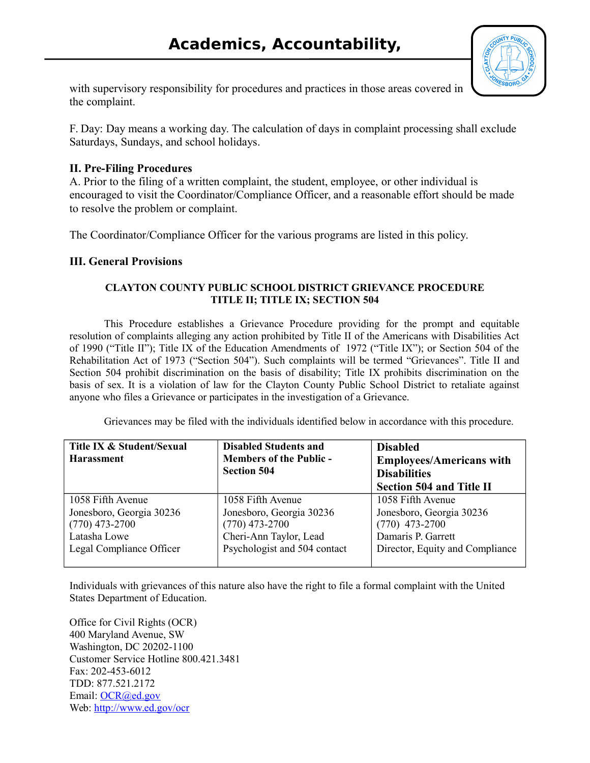with supervisory responsibility for procedures and practices in those areas covered in the complaint.

F. Day: Day means a working day. The calculation of days in complaint processing shall exclude Saturdays, Sundays, and school holidays.

**II. Pre-Filing Procedures**

A. Prior to the filing of a written complaint, the student, employee, or other individual is encouraged to visit the Coordinator/Compliance Officer, and a reasonable effort should be made to resolve the problem or complaint.

The Coordinator/Compliance Officer for the various programs are listed in this policy.

**III. General Provisions**

**CLAYTON COUNTY PUBLIC SCHOOL DISTRICT GRIEVANCE PROCEDURE TITLE II; TITLE IX; SECTION 504**

This Procedure establishes a Grievance Procedure providing for the prompt and equitable resolution of complaints alleging any action prohibited by Title II of the Americans with Disabilities Act of 1990 ("Title II"); Title IX of the Education Amendments of 1972 ("Title IX"); or Section 504 of the Rehabilitation Act of 1973 ("Section 504"). Such complaints will be termed "Grievances". Title II and Section 504 prohibit discrimination on the basis of disability; Title IX prohibits discrimination on the basis of sex. It is a violation of law for the Clayton County Public School District to retaliate against anyone who files a Grievance or participates in the investigation of a Grievance.

Grievances may be filed with the individuals identified below in accordance with this procedure.

| **Title IX & Student/Sexual Harassment** | **Disabled Students and Members of the Public - Section 504** | **Disabled Employees/Americans with Disabilities Section 504 and Title II** |
|---|---|---|
| 1058 Fifth Avenue<br>Jonesboro, Georgia 30236<br>(770) 473-2700<br>Latasha Lowe<br>Legal Compliance Officer | 1058 Fifth Avenue<br>Jonesboro, Georgia 30236<br>(770) 473-2700<br>Cheri-Ann Taylor, Lead Psychologist and 504 contact | 1058 Fifth Avenue<br>Jonesboro, Georgia 30236<br>(770) 473-2700<br>Damaris P. Garrett<br>Director, Equity and Compliance |

Individuals with grievances of this nature also have the right to file a formal complaint with the United States Department of Education.

Office for Civil Rights (OCR)
400 Maryland Avenue, SW
Washington, DC 20202-1100
Customer Service Hotline 800.421.3481
Fax: 202-453-6012
TDD: 877.521.2172
Email: OCR@ed.gov
Web: http://www.ed.gov/ocr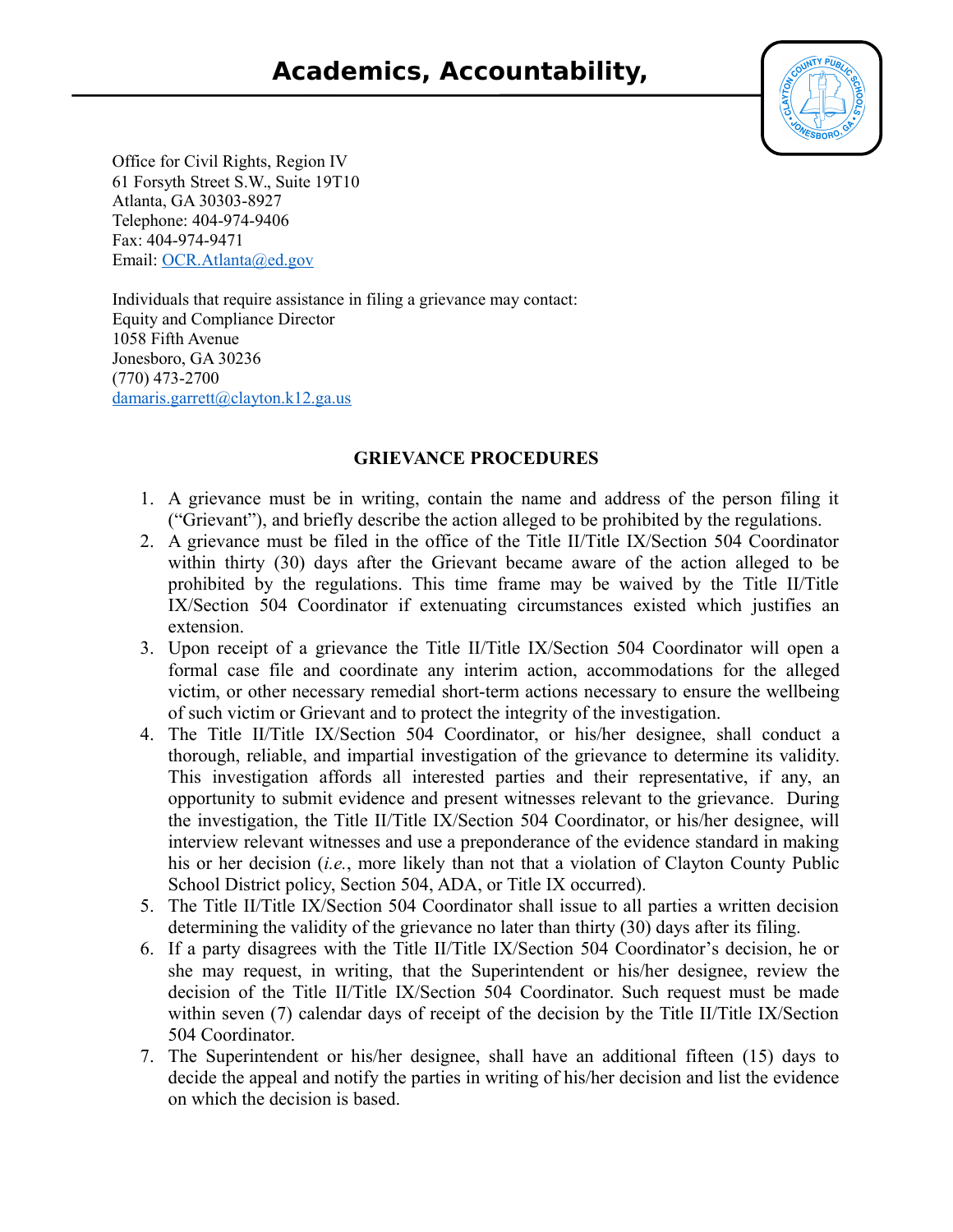Office for Civil Rights, Region IV
61 Forsyth Street S.W., Suite 19T10
Atlanta, GA 30303-8927
Telephone: 404-974-9406
Fax: 404-974-9471
Email: OCR.Atlanta@ed.gov

Individuals that require assistance in filing a grievance may contact:
Equity and Compliance Director
1058 Fifth Avenue
Jonesboro, GA 30236
(770) 473-2700
damaris.garrett@clayton.k12.ga.us

## GRIEVANCE PROCEDURES

1. A grievance must be in writing, contain the name and address of the person filing it ("Grievant"), and briefly describe the action alleged to be prohibited by the regulations.
2. A grievance must be filed in the office of the Title II/Title IX/Section 504 Coordinator within thirty (30) days after the Grievant became aware of the action alleged to be prohibited by the regulations. This time frame may be waived by the Title II/Title IX/Section 504 Coordinator if extenuating circumstances existed which justifies an extension.
3. Upon receipt of a grievance the Title II/Title IX/Section 504 Coordinator will open a formal case file and coordinate any interim action, accommodations for the alleged victim, or other necessary remedial short-term actions necessary to ensure the wellbeing of such victim or Grievant and to protect the integrity of the investigation.
4. The Title II/Title IX/Section 504 Coordinator, or his/her designee, shall conduct a thorough, reliable, and impartial investigation of the grievance to determine its validity. This investigation affords all interested parties and their representative, if any, an opportunity to submit evidence and present witnesses relevant to the grievance. During the investigation, the Title II/Title IX/Section 504 Coordinator, or his/her designee, will interview relevant witnesses and use a preponderance of the evidence standard in making his or her decision (*i.e.*, more likely than not that a violation of Clayton County Public School District policy, Section 504, ADA, or Title IX occurred).
5. The Title II/Title IX/Section 504 Coordinator shall issue to all parties a written decision determining the validity of the grievance no later than thirty (30) days after its filing.
6. If a party disagrees with the Title II/Title IX/Section 504 Coordinator's decision, he or she may request, in writing, that the Superintendent or his/her designee, review the decision of the Title II/Title IX/Section 504 Coordinator. Such request must be made within seven (7) calendar days of receipt of the decision by the Title II/Title IX/Section 504 Coordinator.
7. The Superintendent or his/her designee, shall have an additional fifteen (15) days to decide the appeal and notify the parties in writing of his/her decision and list the evidence on which the decision is based.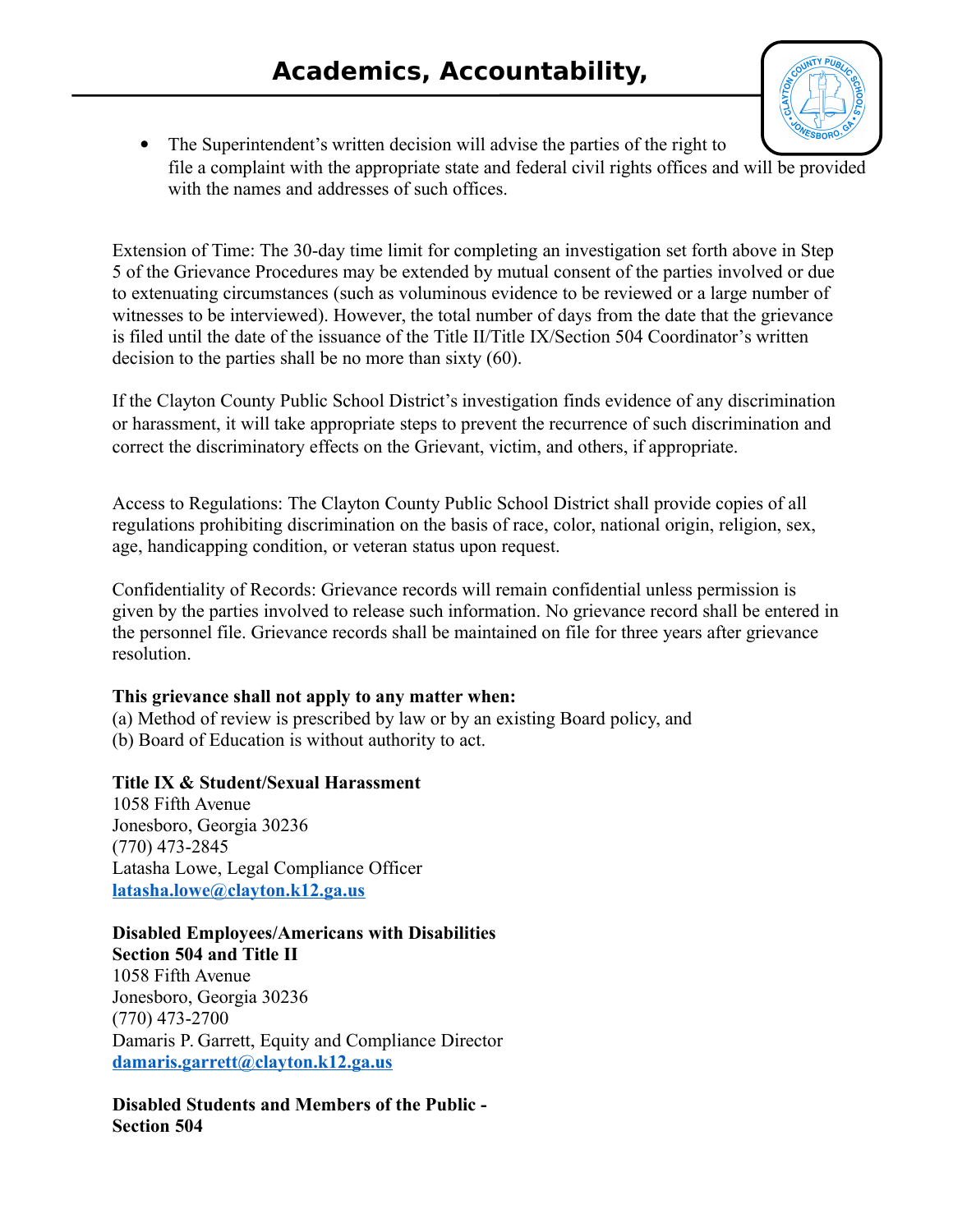- The Superintendent's written decision will advise the parties of the right to file a complaint with the appropriate state and federal civil rights offices and will be provided with the names and addresses of such offices.

Extension of Time: The 30-day time limit for completing an investigation set forth above in Step 5 of the Grievance Procedures may be extended by mutual consent of the parties involved or due to extenuating circumstances (such as voluminous evidence to be reviewed or a large number of witnesses to be interviewed). However, the total number of days from the date that the grievance is filed until the date of the issuance of the Title II/Title IX/Section 504 Coordinator's written decision to the parties shall be no more than sixty (60).

If the Clayton County Public School District's investigation finds evidence of any discrimination or harassment, it will take appropriate steps to prevent the recurrence of such discrimination and correct the discriminatory effects on the Grievant, victim, and others, if appropriate.

Access to Regulations: The Clayton County Public School District shall provide copies of all regulations prohibiting discrimination on the basis of race, color, national origin, religion, sex, age, handicapping condition, or veteran status upon request.

Confidentiality of Records: Grievance records will remain confidential unless permission is given by the parties involved to release such information. No grievance record shall be entered in the personnel file. Grievance records shall be maintained on file for three years after grievance resolution.

**This grievance shall not apply to any matter when:**
(a) Method of review is prescribed by law or by an existing Board policy, and
(b) Board of Education is without authority to act.

**Title IX & Student/Sexual Harassment**
1058 Fifth Avenue
Jonesboro, Georgia 30236
(770) 473-2845
Latasha Lowe, Legal Compliance Officer
latasha.lowe@clayton.k12.ga.us

**Disabled Employees/Americans with Disabilities**
**Section 504 and Title II**
1058 Fifth Avenue
Jonesboro, Georgia 30236
(770) 473-2700
Damaris P. Garrett, Equity and Compliance Director
damaris.garrett@clayton.k12.ga.us

**Disabled Students and Members of the Public -**
**Section 504**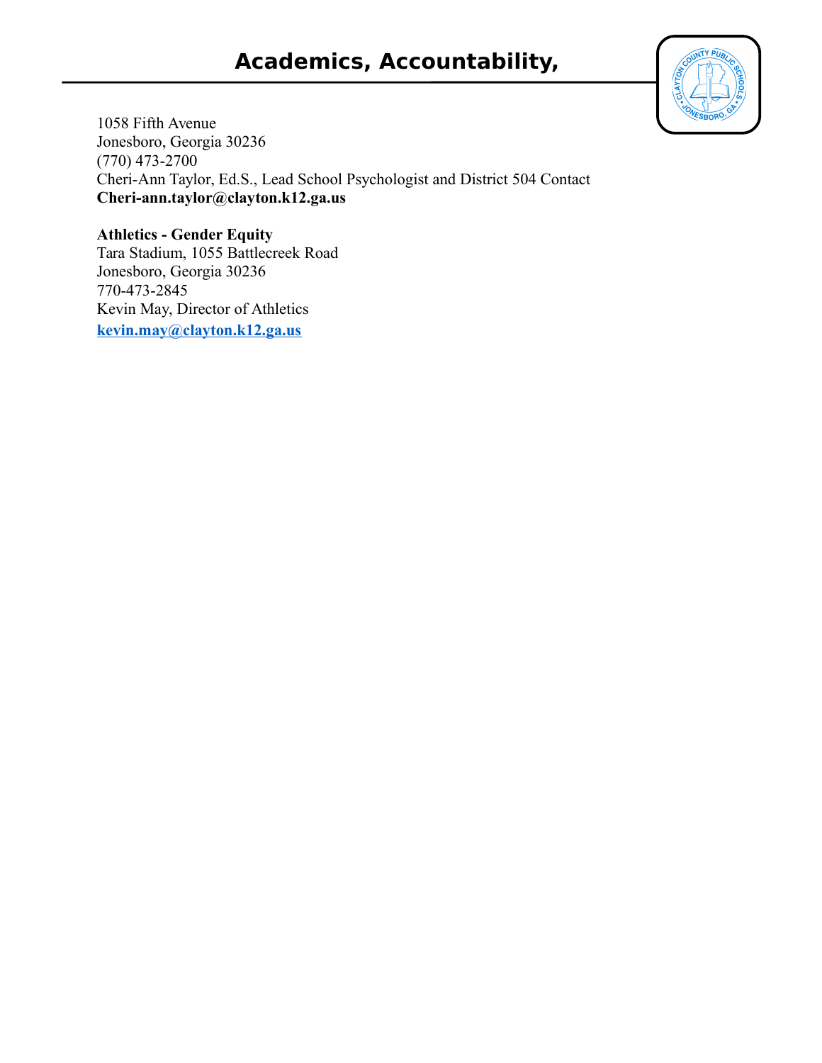1058 Fifth Avenue
Jonesboro, Georgia 30236
(770) 473-2700
Cheri-Ann Taylor, Ed.S., Lead School Psychologist and District 504 Contact
**Cheri-ann.taylor@clayton.k12.ga.us**

**Athletics - Gender Equity**
Tara Stadium, 1055 Battlecreek Road
Jonesboro, Georgia 30236
770-473-2845
Kevin May, Director of Athletics
**kevin.may@clayton.k12.ga.us**